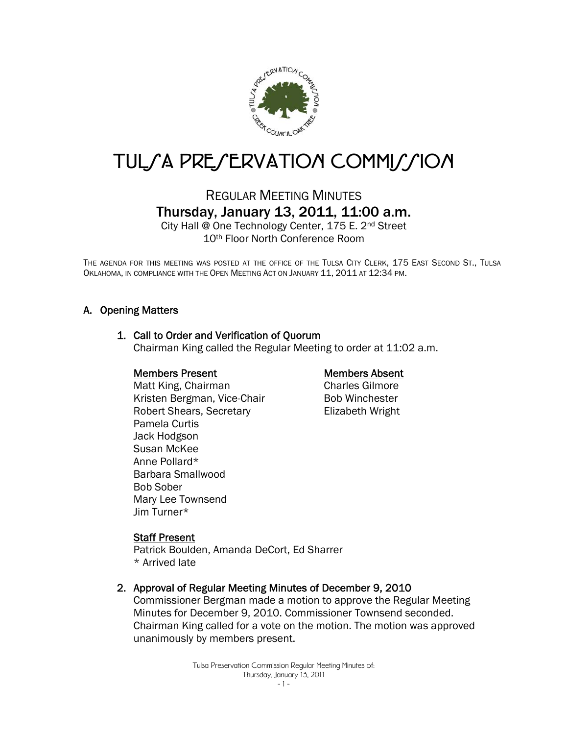# TULSA PRESERVATION COMMISSION

## REGULAR MEETING MINUTES

## Thursday, January 13, 2011, 11:00 a.m.

City Hall @ One Technology Center, 175 E. 2nd Street
10th Floor North Conference Room

THE AGENDA FOR THIS MEETING WAS POSTED AT THE OFFICE OF THE TULSA CITY CLERK, 175 EAST SECOND ST., TULSA OKLAHOMA, IN COMPLIANCE WITH THE OPEN MEETING ACT ON JANUARY 11, 2011 AT 12:34 PM.

### A. Opening Matters

**1. Call to Order and Verification of Quorum**

Chairman King called the Regular Meeting to order at 11:02 a.m.

**Members Present**
Matt King, Chairman
Kristen Bergman, Vice-Chair
Robert Shears, Secretary
Pamela Curtis
Jack Hodgson
Susan McKee
Anne Pollard*
Barbara Smallwood
Bob Sober
Mary Lee Townsend
Jim Turner*

**Members Absent**
Charles Gilmore
Bob Winchester
Elizabeth Wright

**Staff Present**
Patrick Boulden, Amanda DeCort, Ed Sharrer
* Arrived late

**2. Approval of Regular Meeting Minutes of December 9, 2010**

Commissioner Bergman made a motion to approve the Regular Meeting Minutes for December 9, 2010. Commissioner Townsend seconded. Chairman King called for a vote on the motion. The motion was approved unanimously by members present.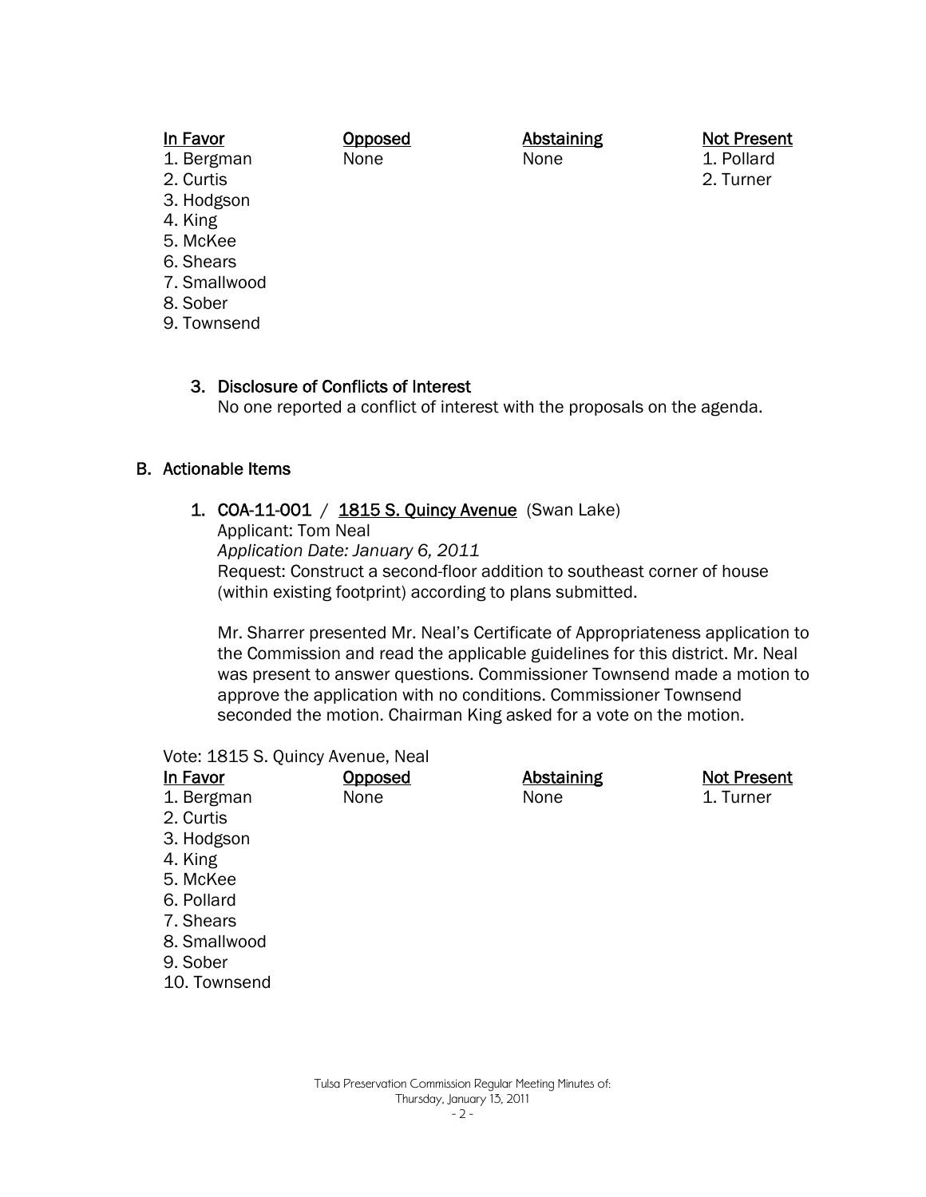| In Favor | Opposed | Abstaining | Not Present |
|---|---|---|---|
| 1. Bergman | None | None | 1. Pollard |
| 2. Curtis | | | 2. Turner |
| 3. Hodgson | | | |
| 4. King | | | |
| 5. McKee | | | |
| 6. Shears | | | |
| 7. Smallwood | | | |
| 8. Sober | | | |
| 9. Townsend | | | |

3. **Disclosure of Conflicts of Interest**
   No one reported a conflict of interest with the proposals on the agenda.

## B. Actionable Items

1. **COA-11-001 / 1815 S. Quincy Avenue** (Swan Lake)
   Applicant: Tom Neal
   *Application Date: January 6, 2011*
   Request: Construct a second-floor addition to southeast corner of house (within existing footprint) according to plans submitted.

   Mr. Sharrer presented Mr. Neal's Certificate of Appropriateness application to the Commission and read the applicable guidelines for this district. Mr. Neal was present to answer questions. Commissioner Townsend made a motion to approve the application with no conditions. Commissioner Townsend seconded the motion. Chairman King asked for a vote on the motion.

Vote: 1815 S. Quincy Avenue, Neal

| In Favor | Opposed | Abstaining | Not Present |
|---|---|---|---|
| 1. Bergman | None | None | 1. Turner |
| 2. Curtis | | | |
| 3. Hodgson | | | |
| 4. King | | | |
| 5. McKee | | | |
| 6. Pollard | | | |
| 7. Shears | | | |
| 8. Smallwood | | | |
| 9. Sober | | | |
| 10. Townsend | | | |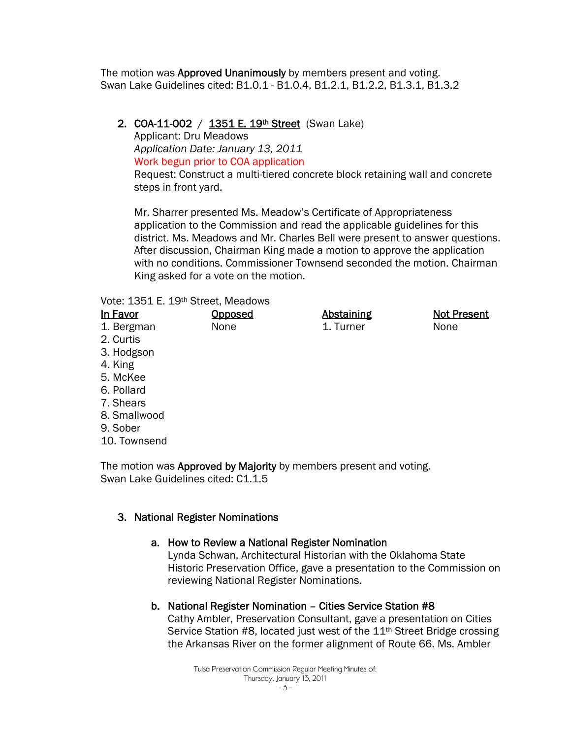The motion was **Approved Unanimously** by members present and voting.
Swan Lake Guidelines cited: B1.0.1 - B1.0.4, B1.2.1, B1.2.2, B1.3.1, B1.3.2

2. **COA-11-002 / 1351 E. 19th Street** (Swan Lake)
   Applicant: Dru Meadows
   *Application Date: January 13, 2011*
   Work begun prior to COA application
   Request: Construct a multi-tiered concrete block retaining wall and concrete steps in front yard.

   Mr. Sharrer presented Ms. Meadow's Certificate of Appropriateness application to the Commission and read the applicable guidelines for this district. Ms. Meadows and Mr. Charles Bell were present to answer questions. After discussion, Chairman King made a motion to approve the application with no conditions. Commissioner Townsend seconded the motion. Chairman King asked for a vote on the motion.

Vote: 1351 E. 19th Street, Meadows

| In Favor | Opposed | Abstaining | Not Present |
|---|---|---|---|
| 1. Bergman | None | 1. Turner | None |
| 2. Curtis | | | |
| 3. Hodgson | | | |
| 4. King | | | |
| 5. McKee | | | |
| 6. Pollard | | | |
| 7. Shears | | | |
| 8. Smallwood | | | |
| 9. Sober | | | |
| 10. Townsend | | | |

The motion was **Approved by Majority** by members present and voting.
Swan Lake Guidelines cited: C1.1.5

3. **National Register Nominations**

   a. **How to Review a National Register Nomination**
   Lynda Schwan, Architectural Historian with the Oklahoma State Historic Preservation Office, gave a presentation to the Commission on reviewing National Register Nominations.

   b. **National Register Nomination – Cities Service Station #8**
   Cathy Ambler, Preservation Consultant, gave a presentation on Cities Service Station #8, located just west of the 11th Street Bridge crossing the Arkansas River on the former alignment of Route 66. Ms. Ambler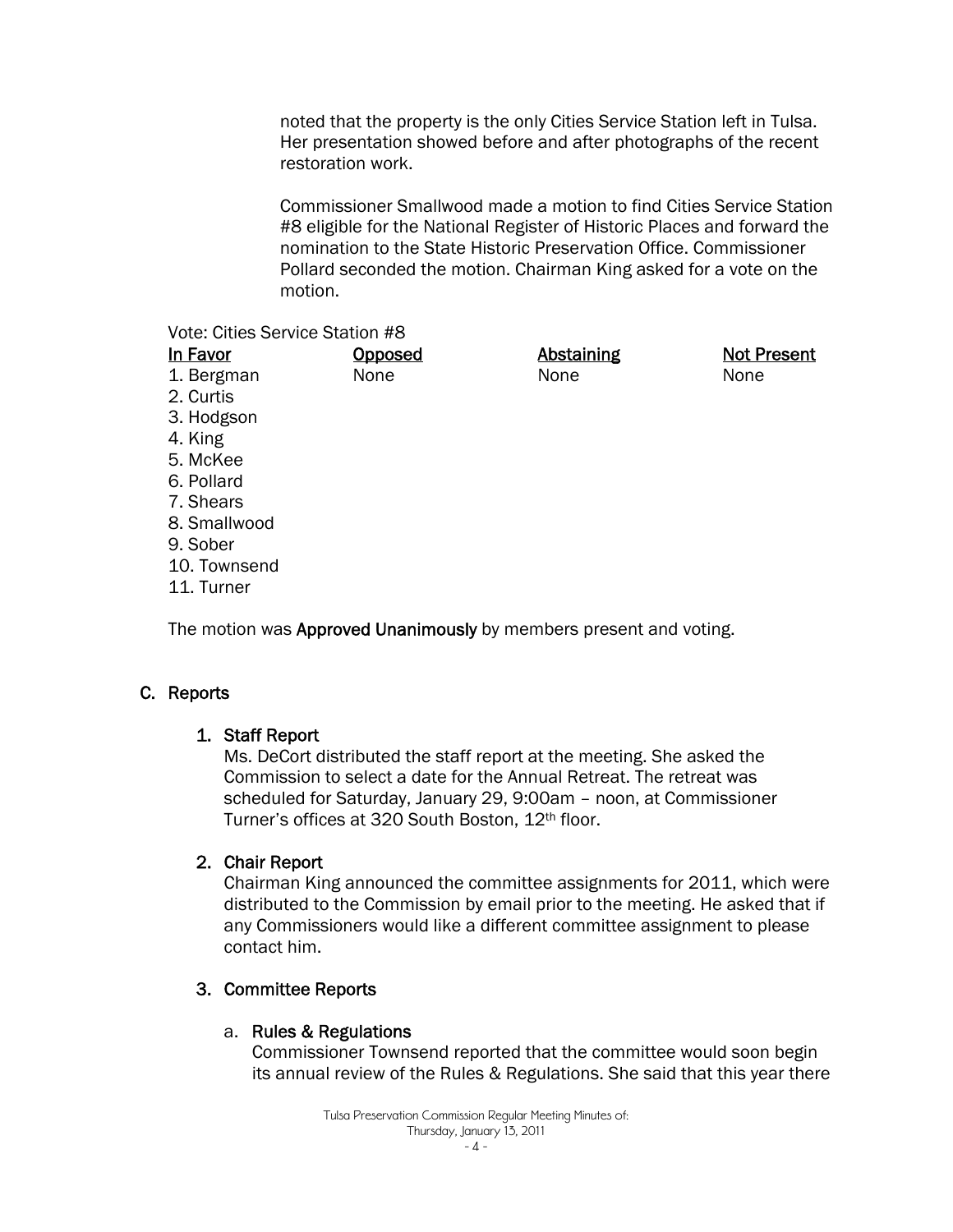noted that the property is the only Cities Service Station left in Tulsa. Her presentation showed before and after photographs of the recent restoration work.

Commissioner Smallwood made a motion to find Cities Service Station #8 eligible for the National Register of Historic Places and forward the nomination to the State Historic Preservation Office. Commissioner Pollard seconded the motion. Chairman King asked for a vote on the motion.

Vote: Cities Service Station #8

| In Favor | Opposed | Abstaining | Not Present |
|---|---|---|---|
| 1. Bergman | None | None | None |
| 2. Curtis | | | |
| 3. Hodgson | | | |
| 4. King | | | |
| 5. McKee | | | |
| 6. Pollard | | | |
| 7. Shears | | | |
| 8. Smallwood | | | |
| 9. Sober | | | |
| 10. Townsend | | | |
| 11. Turner | | | |

The motion was **Approved Unanimously** by members present and voting.

## C. Reports

### 1. Staff Report

Ms. DeCort distributed the staff report at the meeting. She asked the Commission to select a date for the Annual Retreat. The retreat was scheduled for Saturday, January 29, 9:00am – noon, at Commissioner Turner's offices at 320 South Boston, 12th floor.

### 2. Chair Report

Chairman King announced the committee assignments for 2011, which were distributed to the Commission by email prior to the meeting. He asked that if any Commissioners would like a different committee assignment to please contact him.

### 3. Committee Reports

#### a. Rules & Regulations

Commissioner Townsend reported that the committee would soon begin its annual review of the Rules & Regulations. She said that this year there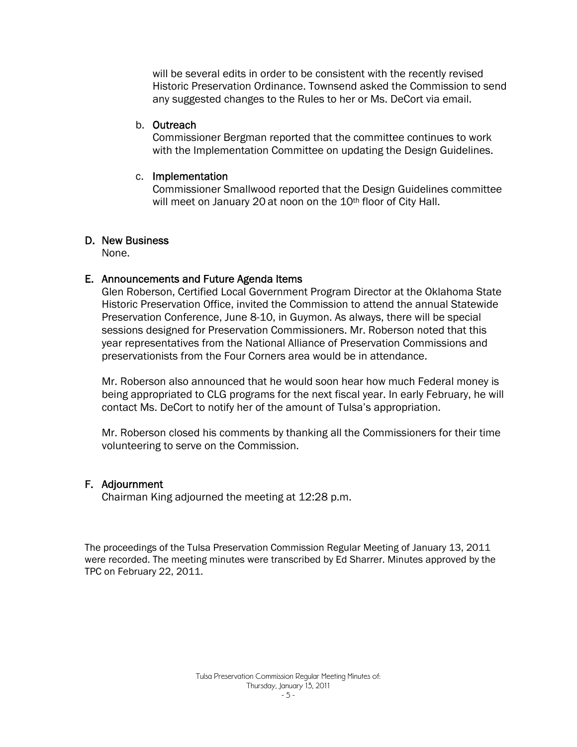will be several edits in order to be consistent with the recently revised Historic Preservation Ordinance. Townsend asked the Commission to send any suggested changes to the Rules to her or Ms. DeCort via email.

b. **Outreach**

Commissioner Bergman reported that the committee continues to work with the Implementation Committee on updating the Design Guidelines.

c. **Implementation**

Commissioner Smallwood reported that the Design Guidelines committee will meet on January 20 at noon on the 10th floor of City Hall.

## D. New Business

None.

## E. Announcements and Future Agenda Items

Glen Roberson, Certified Local Government Program Director at the Oklahoma State Historic Preservation Office, invited the Commission to attend the annual Statewide Preservation Conference, June 8-10, in Guymon. As always, there will be special sessions designed for Preservation Commissioners. Mr. Roberson noted that this year representatives from the National Alliance of Preservation Commissions and preservationists from the Four Corners area would be in attendance.

Mr. Roberson also announced that he would soon hear how much Federal money is being appropriated to CLG programs for the next fiscal year. In early February, he will contact Ms. DeCort to notify her of the amount of Tulsa's appropriation.

Mr. Roberson closed his comments by thanking all the Commissioners for their time volunteering to serve on the Commission.

## F. Adjournment

Chairman King adjourned the meeting at 12:28 p.m.

The proceedings of the Tulsa Preservation Commission Regular Meeting of January 13, 2011 were recorded. The meeting minutes were transcribed by Ed Sharrer. Minutes approved by the TPC on February 22, 2011.